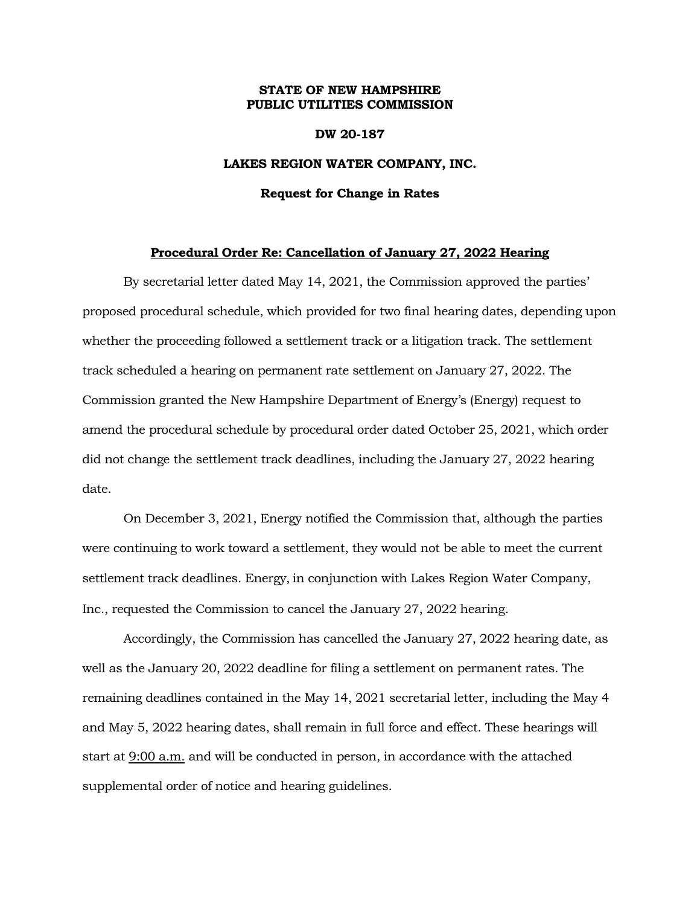**STATE OF NEW HAMPSHIRE**
**PUBLIC UTILITIES COMMISSION**

**DW 20-187**

**LAKES REGION WATER COMPANY, INC.**

**Request for Change in Rates**

**Procedural Order Re: Cancellation of January 27, 2022 Hearing**

By secretarial letter dated May 14, 2021, the Commission approved the parties' proposed procedural schedule, which provided for two final hearing dates, depending upon whether the proceeding followed a settlement track or a litigation track. The settlement track scheduled a hearing on permanent rate settlement on January 27, 2022. The Commission granted the New Hampshire Department of Energy's (Energy) request to amend the procedural schedule by procedural order dated October 25, 2021, which order did not change the settlement track deadlines, including the January 27, 2022 hearing date.

On December 3, 2021, Energy notified the Commission that, although the parties were continuing to work toward a settlement, they would not be able to meet the current settlement track deadlines. Energy, in conjunction with Lakes Region Water Company, Inc., requested the Commission to cancel the January 27, 2022 hearing.

Accordingly, the Commission has cancelled the January 27, 2022 hearing date, as well as the January 20, 2022 deadline for filing a settlement on permanent rates. The remaining deadlines contained in the May 14, 2021 secretarial letter, including the May 4 and May 5, 2022 hearing dates, shall remain in full force and effect. These hearings will start at 9:00 a.m. and will be conducted in person, in accordance with the attached supplemental order of notice and hearing guidelines.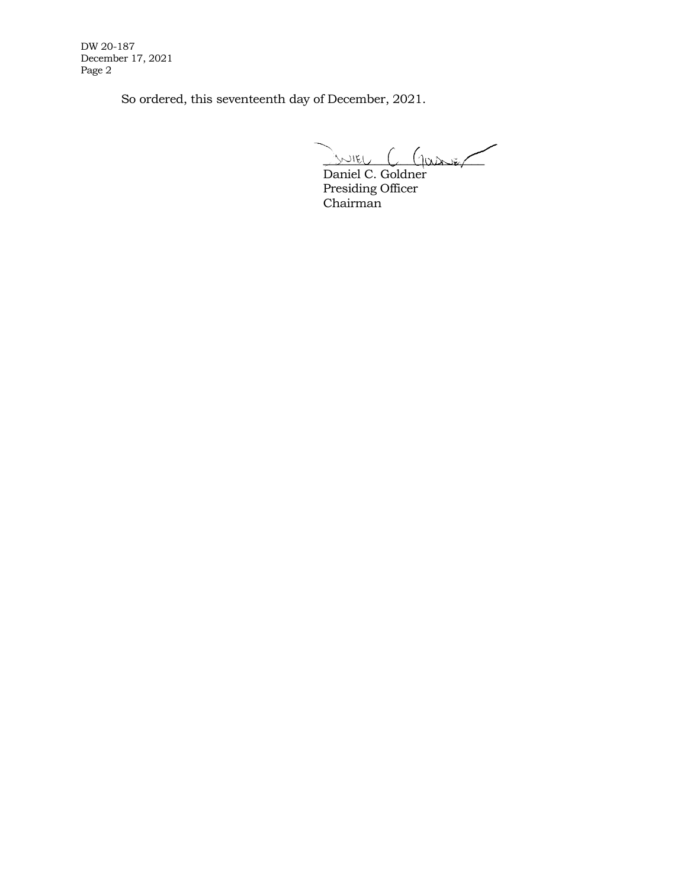So ordered, this seventeenth day of December, 2021.

Daniel C. Goldner
Presiding Officer
Chairman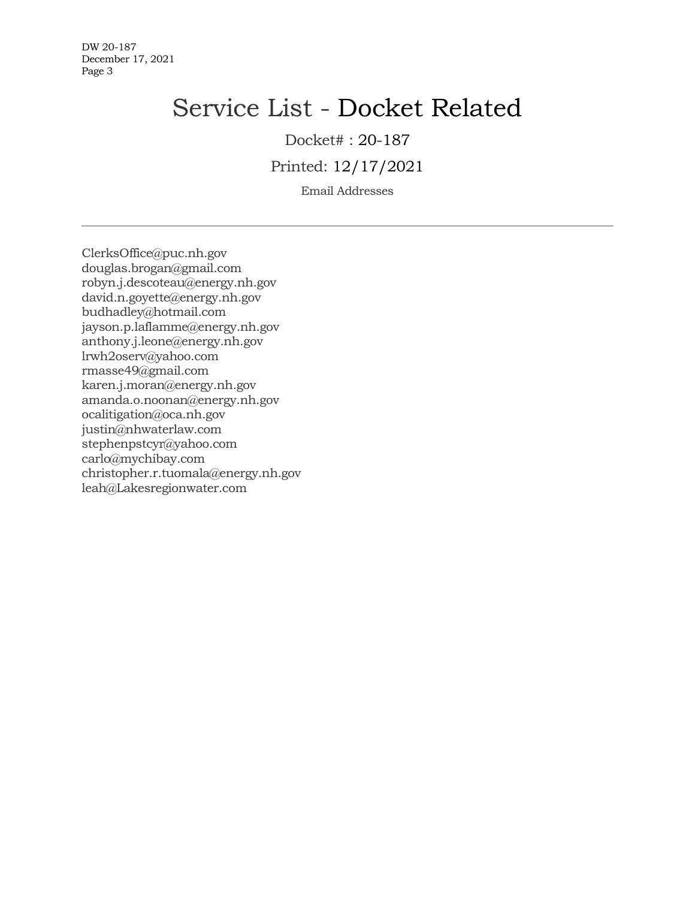# Service List - Docket Related

Docket# : 20-187

Printed: 12/17/2021

Email Addresses

---

ClerksOffice@puc.nh.gov
douglas.brogan@gmail.com
robyn.j.descoteau@energy.nh.gov
david.n.goyette@energy.nh.gov
budhadley@hotmail.com
jayson.p.laflamme@energy.nh.gov
anthony.j.leone@energy.nh.gov
lrwh2oserv@yahoo.com
rmasse49@gmail.com
karen.j.moran@energy.nh.gov
amanda.o.noonan@energy.nh.gov
ocalitigation@oca.nh.gov
justin@nhwaterlaw.com
stephenpstcyr@yahoo.com
carlo@mychibay.com
christopher.r.tuomala@energy.nh.gov
leah@Lakesregionwater.com